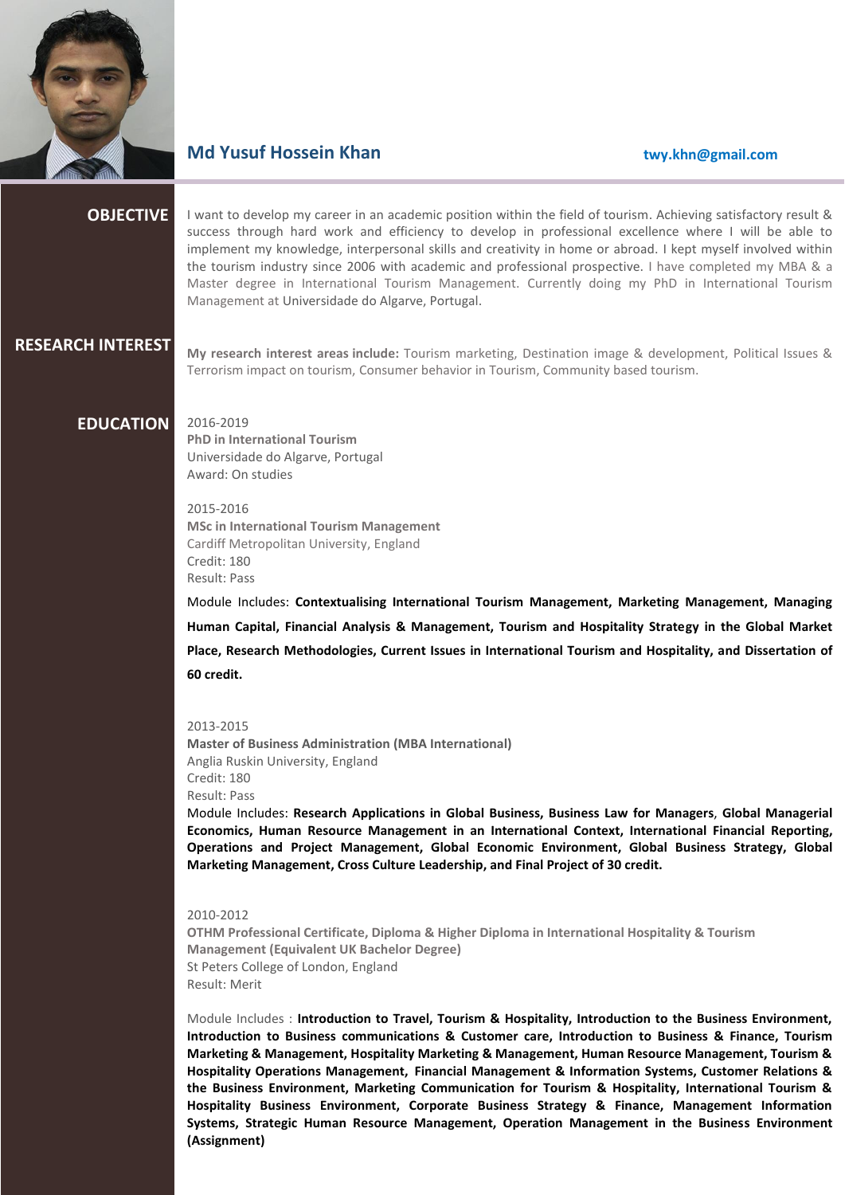# Md Yusuf Hossein Khan

twy.khn@gmail.com

## OBJECTIVE

I want to develop my career in an academic position within the field of tourism. Achieving satisfactory result & success through hard work and efficiency to develop in professional excellence where I will be able to implement my knowledge, interpersonal skills and creativity in home or abroad. I kept myself involved within the tourism industry since 2006 with academic and professional prospective. I have completed my MBA & a Master degree in International Tourism Management. Currently doing my PhD in International Tourism Management at Universidade do Algarve, Portugal.

## RESEARCH INTEREST

**My research interest areas include:** Tourism marketing, Destination image & development, Political Issues & Terrorism impact on tourism, Consumer behavior in Tourism, Community based tourism.

## EDUCATION

2016-2019
**PhD in International Tourism**
Universidade do Algarve, Portugal
Award: On studies

2015-2016
**MSc in International Tourism Management**
Cardiff Metropolitan University, England
Credit: 180
Result: Pass

Module Includes: **Contextualising International Tourism Management, Marketing Management, Managing Human Capital, Financial Analysis & Management, Tourism and Hospitality Strategy in the Global Market Place, Research Methodologies, Current Issues in International Tourism and Hospitality, and Dissertation of 60 credit.**

2013-2015
**Master of Business Administration (MBA International)**
Anglia Ruskin University, England
Credit: 180
Result: Pass
Module Includes: **Research Applications in Global Business, Business Law for Managers**, **Global Managerial Economics, Human Resource Management in an International Context, International Financial Reporting, Operations and Project Management, Global Economic Environment, Global Business Strategy, Global Marketing Management, Cross Culture Leadership, and Final Project of 30 credit.**

2010-2012
**OTHM Professional Certificate, Diploma & Higher Diploma in International Hospitality & Tourism Management (Equivalent UK Bachelor Degree)**
St Peters College of London, England
Result: Merit

Module Includes : **Introduction to Travel, Tourism & Hospitality, Introduction to the Business Environment, Introduction to Business communications & Customer care, Introduction to Business & Finance, Tourism Marketing & Management, Hospitality Marketing & Management, Human Resource Management, Tourism & Hospitality Operations Management, Financial Management & Information Systems, Customer Relations & the Business Environment, Marketing Communication for Tourism & Hospitality, International Tourism & Hospitality Business Environment, Corporate Business Strategy & Finance, Management Information Systems, Strategic Human Resource Management, Operation Management in the Business Environment (Assignment)**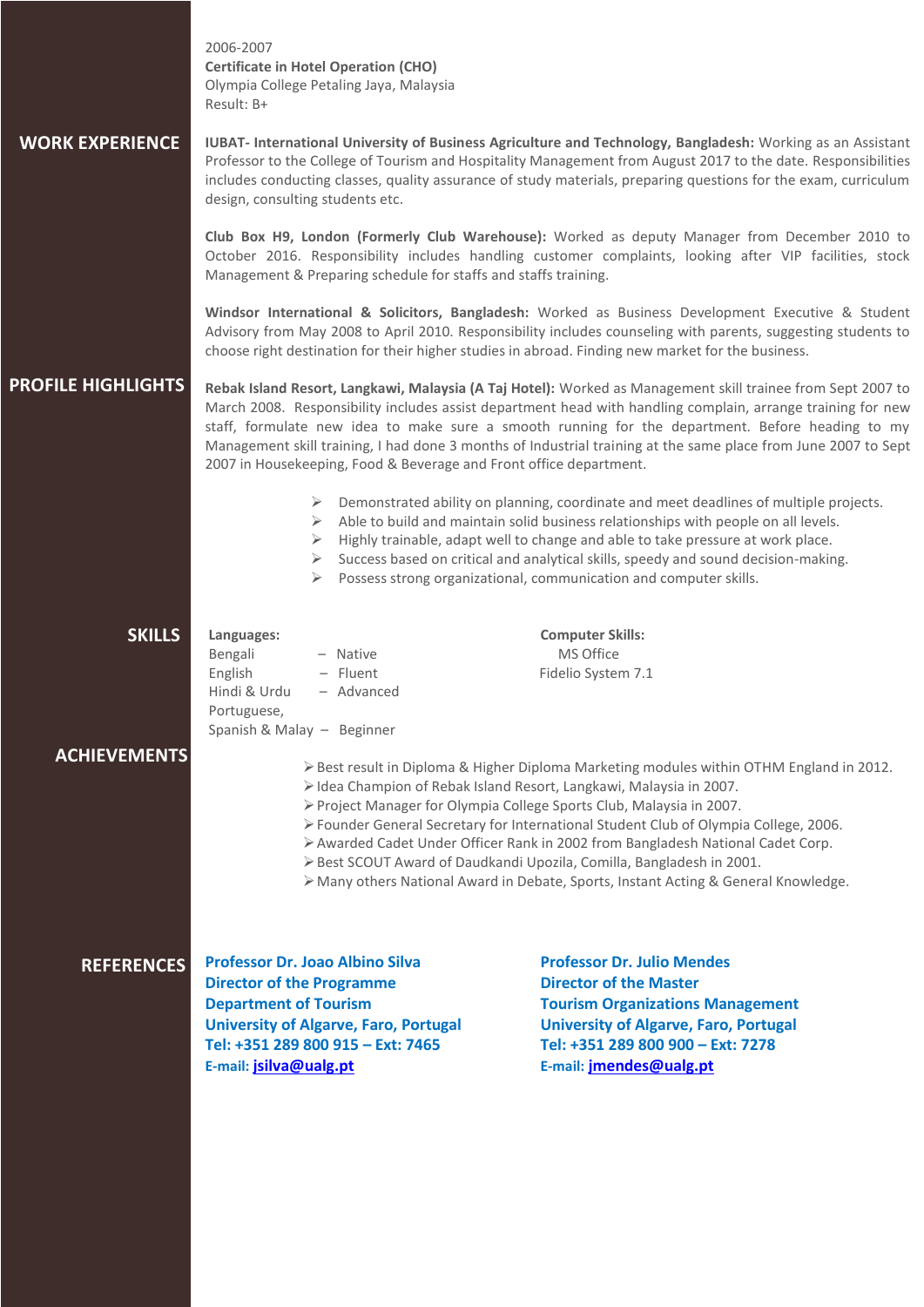2006-2007
**Certificate in Hotel Operation (CHO)**
Olympia College Petaling Jaya, Malaysia
Result: B+

## WORK EXPERIENCE

**IUBAT- International University of Business Agriculture and Technology, Bangladesh:** Working as an Assistant Professor to the College of Tourism and Hospitality Management from August 2017 to the date. Responsibilities includes conducting classes, quality assurance of study materials, preparing questions for the exam, curriculum design, consulting students etc.

**Club Box H9, London (Formerly Club Warehouse):** Worked as deputy Manager from December 2010 to October 2016. Responsibility includes handling customer complaints, looking after VIP facilities, stock Management & Preparing schedule for staffs and staffs training.

**Windsor International & Solicitors, Bangladesh:** Worked as Business Development Executive & Student Advisory from May 2008 to April 2010. Responsibility includes counseling with parents, suggesting students to choose right destination for their higher studies in abroad. Finding new market for the business.

**Rebak Island Resort, Langkawi, Malaysia (A Taj Hotel):** Worked as Management skill trainee from Sept 2007 to March 2008. Responsibility includes assist department head with handling complain, arrange training for new staff, formulate new idea to make sure a smooth running for the department. Before heading to my Management skill training, I had done 3 months of Industrial training at the same place from June 2007 to Sept 2007 in Housekeeping, Food & Beverage and Front office department.

## PROFILE HIGHLIGHTS

- Demonstrated ability on planning, coordinate and meet deadlines of multiple projects.
- Able to build and maintain solid business relationships with people on all levels.
- Highly trainable, adapt well to change and able to take pressure at work place.
- Success based on critical and analytical skills, speedy and sound decision-making.
- Possess strong organizational, communication and computer skills.

## SKILLS

**Languages:**

Bengali – Native
English – Fluent
Hindi & Urdu – Advanced
Portuguese,
Spanish & Malay – Beginner

**Computer Skills:**

MS Office
Fidelio System 7.1

## ACHIEVEMENTS

- Best result in Diploma & Higher Diploma Marketing modules within OTHM England in 2012.
- Idea Champion of Rebak Island Resort, Langkawi, Malaysia in 2007.
- Project Manager for Olympia College Sports Club, Malaysia in 2007.
- Founder General Secretary for International Student Club of Olympia College, 2006.
- Awarded Cadet Under Officer Rank in 2002 from Bangladesh National Cadet Corp.
- Best SCOUT Award of Daudkandi Upozila, Comilla, Bangladesh in 2001.
- Many others National Award in Debate, Sports, Instant Acting & General Knowledge.

## REFERENCES

**Professor Dr. Joao Albino Silva**
**Director of the Programme**
**Department of Tourism**
**University of Algarve, Faro, Portugal**
**Tel: +351 289 800 915 – Ext: 7465**
**E-mail: jsilva@ualg.pt**

**Professor Dr. Julio Mendes**
**Director of the Master**
**Tourism Organizations Management**
**University of Algarve, Faro, Portugal**
**Tel: +351 289 800 900 – Ext: 7278**
**E-mail: jmendes@ualg.pt**